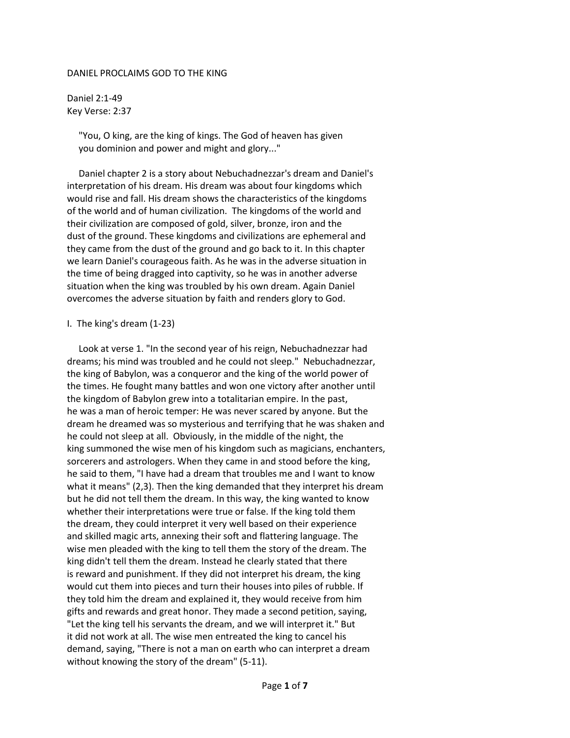# DANIEL PROCLAIMS GOD TO THE KING

Daniel 2:1-49
Key Verse: 2:37

> "You, O king, are the king of kings. The God of heaven has given you dominion and power and might and glory..."

Daniel chapter 2 is a story about Nebuchadnezzar's dream and Daniel's interpretation of his dream. His dream was about four kingdoms which would rise and fall. His dream shows the characteristics of the kingdoms of the world and of human civilization. The kingdoms of the world and their civilization are composed of gold, silver, bronze, iron and the dust of the ground. These kingdoms and civilizations are ephemeral and they came from the dust of the ground and go back to it. In this chapter we learn Daniel's courageous faith. As he was in the adverse situation in the time of being dragged into captivity, so he was in another adverse situation when the king was troubled by his own dream. Again Daniel overcomes the adverse situation by faith and renders glory to God.

## I. The king's dream (1-23)

Look at verse 1. "In the second year of his reign, Nebuchadnezzar had dreams; his mind was troubled and he could not sleep." Nebuchadnezzar, the king of Babylon, was a conqueror and the king of the world power of the times. He fought many battles and won one victory after another until the kingdom of Babylon grew into a totalitarian empire. In the past, he was a man of heroic temper: He was never scared by anyone. But the dream he dreamed was so mysterious and terrifying that he was shaken and he could not sleep at all. Obviously, in the middle of the night, the king summoned the wise men of his kingdom such as magicians, enchanters, sorcerers and astrologers. When they came in and stood before the king, he said to them, "I have had a dream that troubles me and I want to know what it means" (2,3). Then the king demanded that they interpret his dream but he did not tell them the dream. In this way, the king wanted to know whether their interpretations were true or false. If the king told them the dream, they could interpret it very well based on their experience and skilled magic arts, annexing their soft and flattering language. The wise men pleaded with the king to tell them the story of the dream. The king didn't tell them the dream. Instead he clearly stated that there is reward and punishment. If they did not interpret his dream, the king would cut them into pieces and turn their houses into piles of rubble. If they told him the dream and explained it, they would receive from him gifts and rewards and great honor. They made a second petition, saying, "Let the king tell his servants the dream, and we will interpret it." But it did not work at all. The wise men entreated the king to cancel his demand, saying, "There is not a man on earth who can interpret a dream without knowing the story of the dream" (5-11).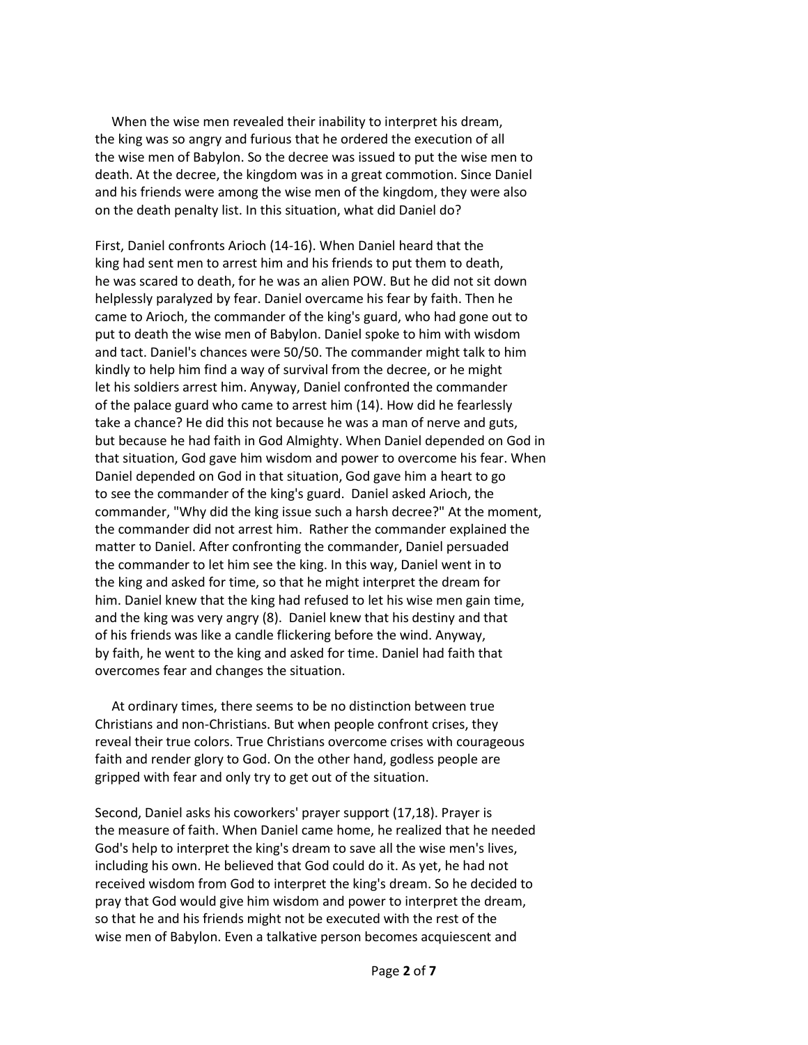When the wise men revealed their inability to interpret his dream, the king was so angry and furious that he ordered the execution of all the wise men of Babylon. So the decree was issued to put the wise men to death. At the decree, the kingdom was in a great commotion. Since Daniel and his friends were among the wise men of the kingdom, they were also on the death penalty list. In this situation, what did Daniel do?

First, Daniel confronts Arioch (14-16). When Daniel heard that the king had sent men to arrest him and his friends to put them to death, he was scared to death, for he was an alien POW. But he did not sit down helplessly paralyzed by fear. Daniel overcame his fear by faith. Then he came to Arioch, the commander of the king's guard, who had gone out to put to death the wise men of Babylon. Daniel spoke to him with wisdom and tact. Daniel's chances were 50/50. The commander might talk to him kindly to help him find a way of survival from the decree, or he might let his soldiers arrest him. Anyway, Daniel confronted the commander of the palace guard who came to arrest him (14). How did he fearlessly take a chance? He did this not because he was a man of nerve and guts, but because he had faith in God Almighty. When Daniel depended on God in that situation, God gave him wisdom and power to overcome his fear. When Daniel depended on God in that situation, God gave him a heart to go to see the commander of the king's guard. Daniel asked Arioch, the commander, "Why did the king issue such a harsh decree?" At the moment, the commander did not arrest him. Rather the commander explained the matter to Daniel. After confronting the commander, Daniel persuaded the commander to let him see the king. In this way, Daniel went in to the king and asked for time, so that he might interpret the dream for him. Daniel knew that the king had refused to let his wise men gain time, and the king was very angry (8). Daniel knew that his destiny and that of his friends was like a candle flickering before the wind. Anyway, by faith, he went to the king and asked for time. Daniel had faith that overcomes fear and changes the situation.

At ordinary times, there seems to be no distinction between true Christians and non-Christians. But when people confront crises, they reveal their true colors. True Christians overcome crises with courageous faith and render glory to God. On the other hand, godless people are gripped with fear and only try to get out of the situation.

Second, Daniel asks his coworkers' prayer support (17,18). Prayer is the measure of faith. When Daniel came home, he realized that he needed God's help to interpret the king's dream to save all the wise men's lives, including his own. He believed that God could do it. As yet, he had not received wisdom from God to interpret the king's dream. So he decided to pray that God would give him wisdom and power to interpret the dream, so that he and his friends might not be executed with the rest of the wise men of Babylon. Even a talkative person becomes acquiescent and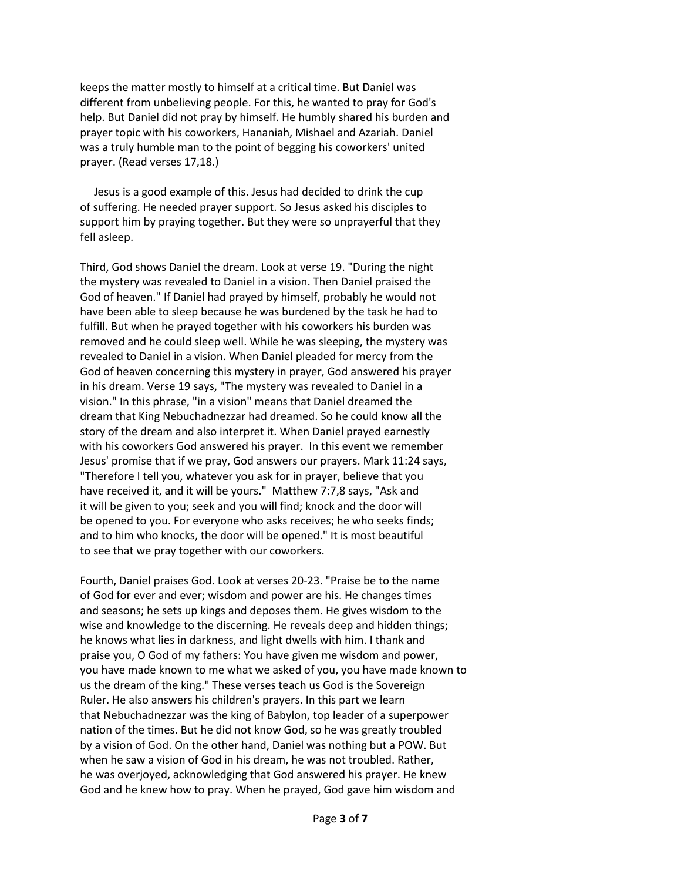keeps the matter mostly to himself at a critical time. But Daniel was different from unbelieving people. For this, he wanted to pray for God's help. But Daniel did not pray by himself. He humbly shared his burden and prayer topic with his coworkers, Hananiah, Mishael and Azariah. Daniel was a truly humble man to the point of begging his coworkers' united prayer. (Read verses 17,18.)

Jesus is a good example of this. Jesus had decided to drink the cup of suffering. He needed prayer support. So Jesus asked his disciples to support him by praying together. But they were so unprayerful that they fell asleep.

Third, God shows Daniel the dream. Look at verse 19. "During the night the mystery was revealed to Daniel in a vision. Then Daniel praised the God of heaven." If Daniel had prayed by himself, probably he would not have been able to sleep because he was burdened by the task he had to fulfill. But when he prayed together with his coworkers his burden was removed and he could sleep well. While he was sleeping, the mystery was revealed to Daniel in a vision. When Daniel pleaded for mercy from the God of heaven concerning this mystery in prayer, God answered his prayer in his dream. Verse 19 says, "The mystery was revealed to Daniel in a vision." In this phrase, "in a vision" means that Daniel dreamed the dream that King Nebuchadnezzar had dreamed. So he could know all the story of the dream and also interpret it. When Daniel prayed earnestly with his coworkers God answered his prayer. In this event we remember Jesus' promise that if we pray, God answers our prayers. Mark 11:24 says, "Therefore I tell you, whatever you ask for in prayer, believe that you have received it, and it will be yours." Matthew 7:7,8 says, "Ask and it will be given to you; seek and you will find; knock and the door will be opened to you. For everyone who asks receives; he who seeks finds; and to him who knocks, the door will be opened." It is most beautiful to see that we pray together with our coworkers.

Fourth, Daniel praises God. Look at verses 20-23. "Praise be to the name of God for ever and ever; wisdom and power are his. He changes times and seasons; he sets up kings and deposes them. He gives wisdom to the wise and knowledge to the discerning. He reveals deep and hidden things; he knows what lies in darkness, and light dwells with him. I thank and praise you, O God of my fathers: You have given me wisdom and power, you have made known to me what we asked of you, you have made known to us the dream of the king." These verses teach us God is the Sovereign Ruler. He also answers his children's prayers. In this part we learn that Nebuchadnezzar was the king of Babylon, top leader of a superpower nation of the times. But he did not know God, so he was greatly troubled by a vision of God. On the other hand, Daniel was nothing but a POW. But when he saw a vision of God in his dream, he was not troubled. Rather, he was overjoyed, acknowledging that God answered his prayer. He knew God and he knew how to pray. When he prayed, God gave him wisdom and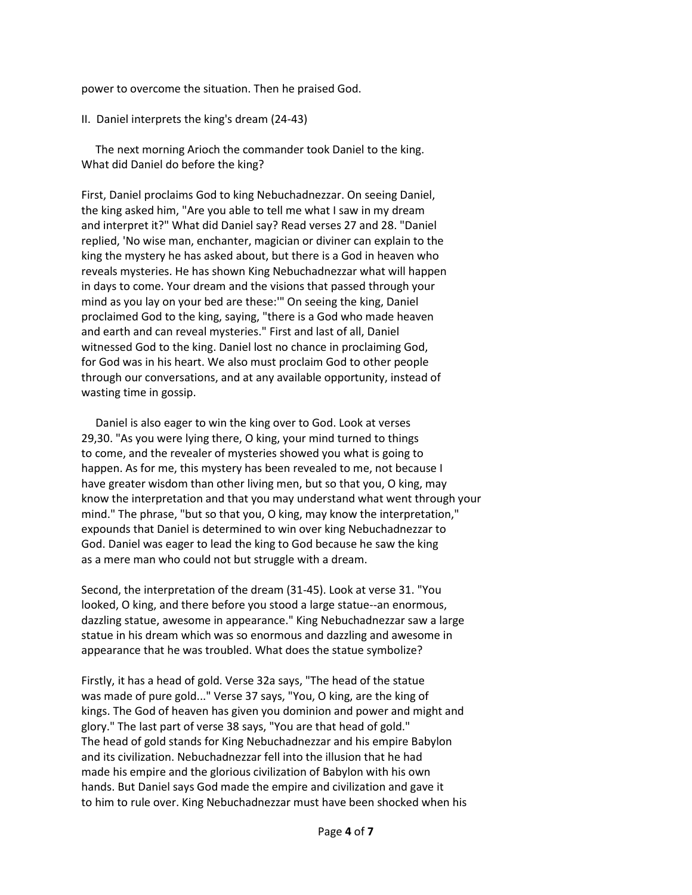power to overcome the situation. Then he praised God.

II. Daniel interprets the king's dream (24-43)

The next morning Arioch the commander took Daniel to the king. What did Daniel do before the king?

First, Daniel proclaims God to king Nebuchadnezzar. On seeing Daniel, the king asked him, "Are you able to tell me what I saw in my dream and interpret it?" What did Daniel say? Read verses 27 and 28. "Daniel replied, 'No wise man, enchanter, magician or diviner can explain to the king the mystery he has asked about, but there is a God in heaven who reveals mysteries. He has shown King Nebuchadnezzar what will happen in days to come. Your dream and the visions that passed through your mind as you lay on your bed are these:'" On seeing the king, Daniel proclaimed God to the king, saying, "there is a God who made heaven and earth and can reveal mysteries." First and last of all, Daniel witnessed God to the king. Daniel lost no chance in proclaiming God, for God was in his heart. We also must proclaim God to other people through our conversations, and at any available opportunity, instead of wasting time in gossip.

Daniel is also eager to win the king over to God. Look at verses 29,30. "As you were lying there, O king, your mind turned to things to come, and the revealer of mysteries showed you what is going to happen. As for me, this mystery has been revealed to me, not because I have greater wisdom than other living men, but so that you, O king, may know the interpretation and that you may understand what went through your mind." The phrase, "but so that you, O king, may know the interpretation," expounds that Daniel is determined to win over king Nebuchadnezzar to God. Daniel was eager to lead the king to God because he saw the king as a mere man who could not but struggle with a dream.

Second, the interpretation of the dream (31-45). Look at verse 31. "You looked, O king, and there before you stood a large statue--an enormous, dazzling statue, awesome in appearance." King Nebuchadnezzar saw a large statue in his dream which was so enormous and dazzling and awesome in appearance that he was troubled. What does the statue symbolize?

Firstly, it has a head of gold. Verse 32a says, "The head of the statue was made of pure gold..." Verse 37 says, "You, O king, are the king of kings. The God of heaven has given you dominion and power and might and glory." The last part of verse 38 says, "You are that head of gold." The head of gold stands for King Nebuchadnezzar and his empire Babylon and its civilization. Nebuchadnezzar fell into the illusion that he had made his empire and the glorious civilization of Babylon with his own hands. But Daniel says God made the empire and civilization and gave it to him to rule over. King Nebuchadnezzar must have been shocked when his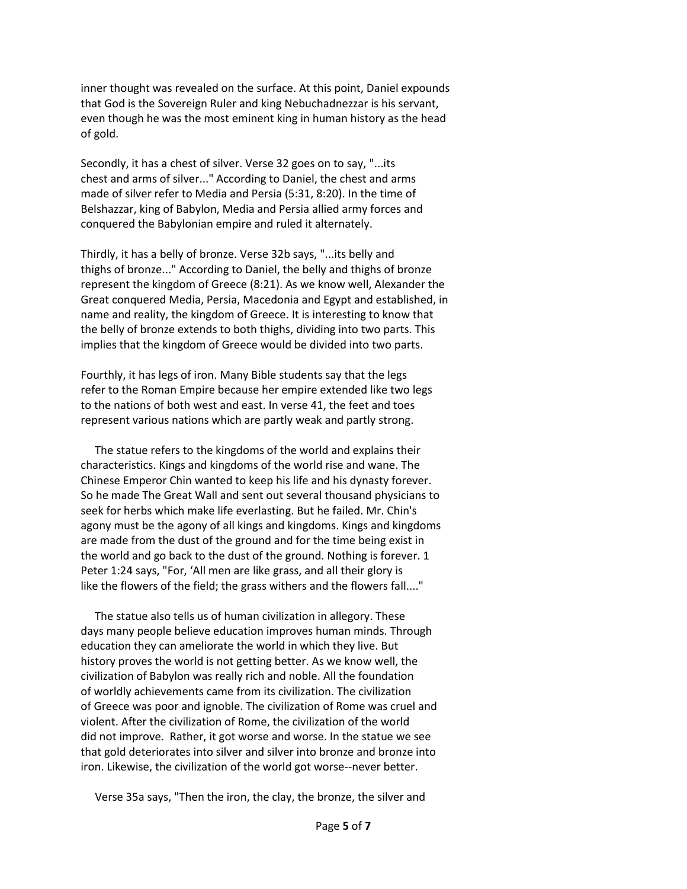inner thought was revealed on the surface. At this point, Daniel expounds that God is the Sovereign Ruler and king Nebuchadnezzar is his servant, even though he was the most eminent king in human history as the head of gold.

Secondly, it has a chest of silver. Verse 32 goes on to say, "...its chest and arms of silver..." According to Daniel, the chest and arms made of silver refer to Media and Persia (5:31, 8:20). In the time of Belshazzar, king of Babylon, Media and Persia allied army forces and conquered the Babylonian empire and ruled it alternately.

Thirdly, it has a belly of bronze. Verse 32b says, "...its belly and thighs of bronze..." According to Daniel, the belly and thighs of bronze represent the kingdom of Greece (8:21). As we know well, Alexander the Great conquered Media, Persia, Macedonia and Egypt and established, in name and reality, the kingdom of Greece. It is interesting to know that the belly of bronze extends to both thighs, dividing into two parts. This implies that the kingdom of Greece would be divided into two parts.

Fourthly, it has legs of iron. Many Bible students say that the legs refer to the Roman Empire because her empire extended like two legs to the nations of both west and east. In verse 41, the feet and toes represent various nations which are partly weak and partly strong.

The statue refers to the kingdoms of the world and explains their characteristics. Kings and kingdoms of the world rise and wane. The Chinese Emperor Chin wanted to keep his life and his dynasty forever. So he made The Great Wall and sent out several thousand physicians to seek for herbs which make life everlasting. But he failed. Mr. Chin's agony must be the agony of all kings and kingdoms. Kings and kingdoms are made from the dust of the ground and for the time being exist in the world and go back to the dust of the ground. Nothing is forever. 1 Peter 1:24 says, "For, 'All men are like grass, and all their glory is like the flowers of the field; the grass withers and the flowers fall...."

The statue also tells us of human civilization in allegory. These days many people believe education improves human minds. Through education they can ameliorate the world in which they live. But history proves the world is not getting better. As we know well, the civilization of Babylon was really rich and noble. All the foundation of worldly achievements came from its civilization. The civilization of Greece was poor and ignoble. The civilization of Rome was cruel and violent. After the civilization of Rome, the civilization of the world did not improve. Rather, it got worse and worse. In the statue we see that gold deteriorates into silver and silver into bronze and bronze into iron. Likewise, the civilization of the world got worse--never better.

Verse 35a says, "Then the iron, the clay, the bronze, the silver and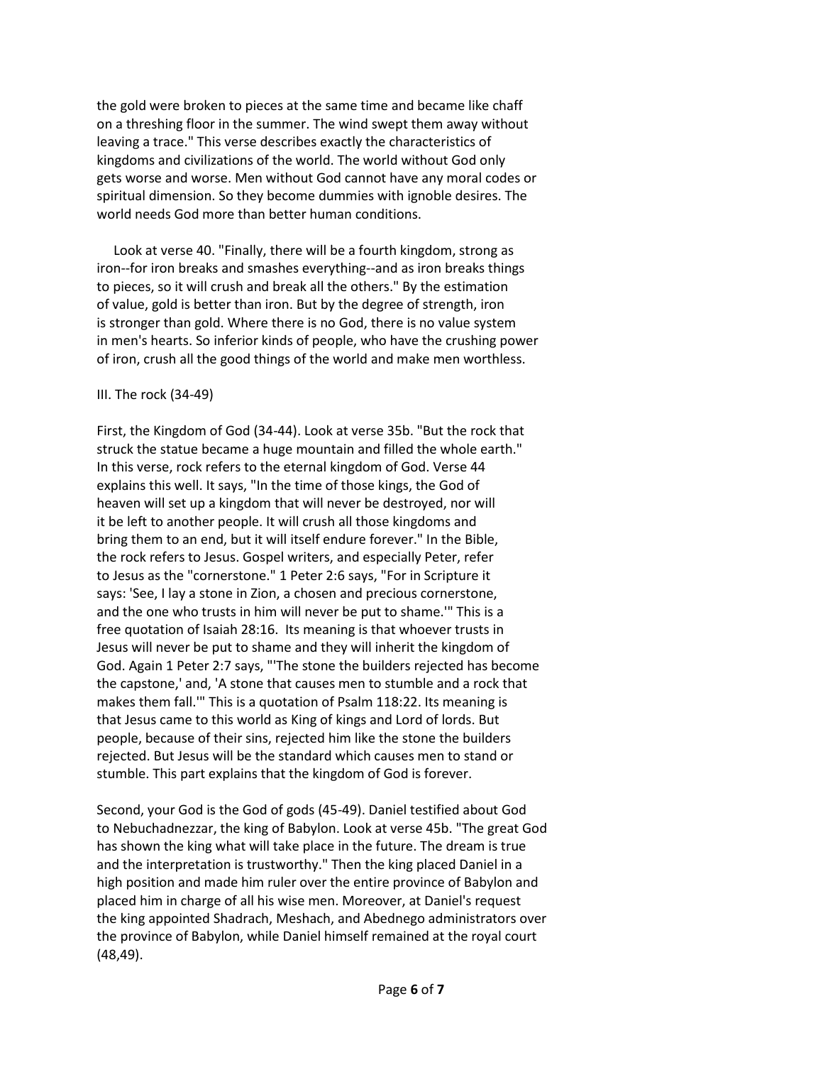the gold were broken to pieces at the same time and became like chaff on a threshing floor in the summer. The wind swept them away without leaving a trace." This verse describes exactly the characteristics of kingdoms and civilizations of the world. The world without God only gets worse and worse. Men without God cannot have any moral codes or spiritual dimension. So they become dummies with ignoble desires. The world needs God more than better human conditions.

Look at verse 40. "Finally, there will be a fourth kingdom, strong as iron--for iron breaks and smashes everything--and as iron breaks things to pieces, so it will crush and break all the others." By the estimation of value, gold is better than iron. But by the degree of strength, iron is stronger than gold. Where there is no God, there is no value system in men's hearts. So inferior kinds of people, who have the crushing power of iron, crush all the good things of the world and make men worthless.

III. The rock (34-49)

First, the Kingdom of God (34-44). Look at verse 35b. "But the rock that struck the statue became a huge mountain and filled the whole earth." In this verse, rock refers to the eternal kingdom of God. Verse 44 explains this well. It says, "In the time of those kings, the God of heaven will set up a kingdom that will never be destroyed, nor will it be left to another people. It will crush all those kingdoms and bring them to an end, but it will itself endure forever." In the Bible, the rock refers to Jesus. Gospel writers, and especially Peter, refer to Jesus as the "cornerstone." 1 Peter 2:6 says, "For in Scripture it says: 'See, I lay a stone in Zion, a chosen and precious cornerstone, and the one who trusts in him will never be put to shame.'" This is a free quotation of Isaiah 28:16. Its meaning is that whoever trusts in Jesus will never be put to shame and they will inherit the kingdom of God. Again 1 Peter 2:7 says, "'The stone the builders rejected has become the capstone,' and, 'A stone that causes men to stumble and a rock that makes them fall.'" This is a quotation of Psalm 118:22. Its meaning is that Jesus came to this world as King of kings and Lord of lords. But people, because of their sins, rejected him like the stone the builders rejected. But Jesus will be the standard which causes men to stand or stumble. This part explains that the kingdom of God is forever.

Second, your God is the God of gods (45-49). Daniel testified about God to Nebuchadnezzar, the king of Babylon. Look at verse 45b. "The great God has shown the king what will take place in the future. The dream is true and the interpretation is trustworthy." Then the king placed Daniel in a high position and made him ruler over the entire province of Babylon and placed him in charge of all his wise men. Moreover, at Daniel's request the king appointed Shadrach, Meshach, and Abednego administrators over the province of Babylon, while Daniel himself remained at the royal court (48,49).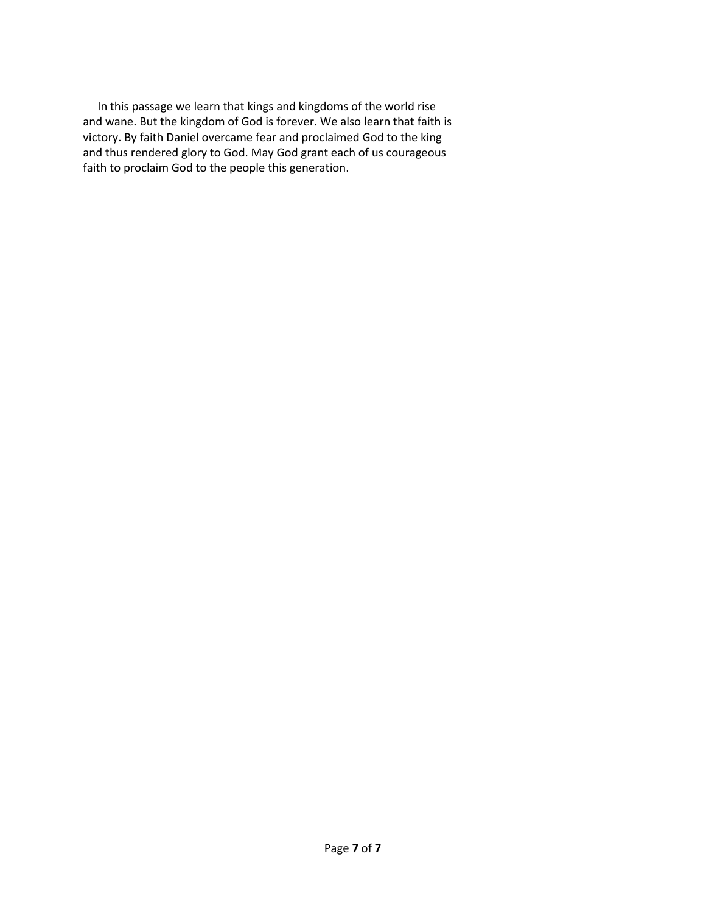In this passage we learn that kings and kingdoms of the world rise and wane. But the kingdom of God is forever. We also learn that faith is victory. By faith Daniel overcame fear and proclaimed God to the king and thus rendered glory to God. May God grant each of us courageous faith to proclaim God to the people this generation.